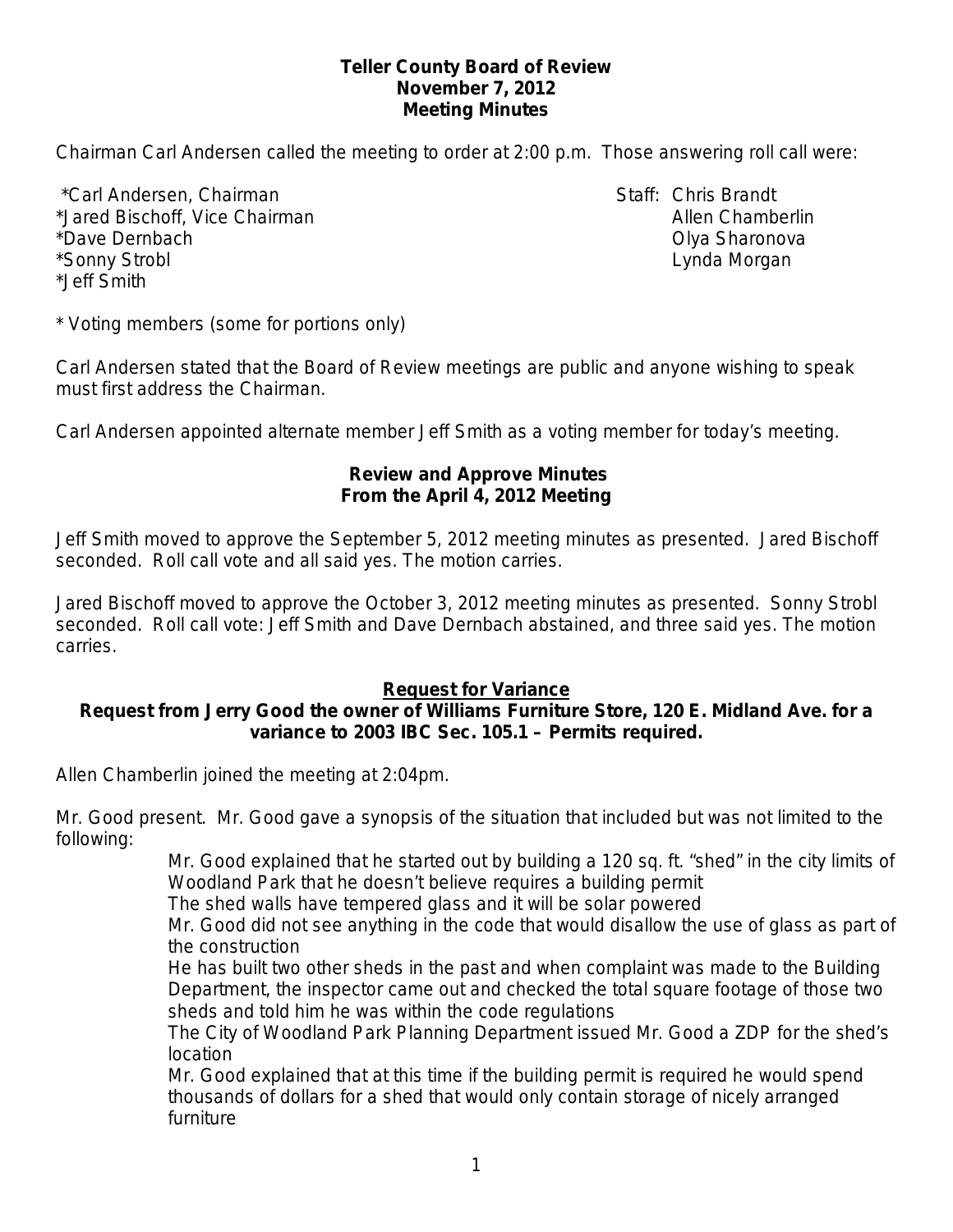# Teller County Board of Review
## November 7, 2012
## Meeting Minutes

Chairman Carl Andersen called the meeting to order at 2:00 p.m. Those answering roll call were:

*Carl Andersen, Chairman
*Jared Bischoff, Vice Chairman
*Dave Dernbach
*Sonny Strobl
*Jeff Smith

Staff: Chris Brandt
Allen Chamberlin
Olya Sharonova
Lynda Morgan

* Voting members (some for portions only)

Carl Andersen stated that the Board of Review meetings are public and anyone wishing to speak must first address the Chairman.

Carl Andersen appointed alternate member Jeff Smith as a voting member for today's meeting.

### Review and Approve Minutes From the April 4, 2012 Meeting

Jeff Smith moved to approve the September 5, 2012 meeting minutes as presented. Jared Bischoff seconded. Roll call vote and all said yes. The motion carries.

Jared Bischoff moved to approve the October 3, 2012 meeting minutes as presented. Sonny Strobl seconded. Roll call vote: Jeff Smith and Dave Dernbach abstained, and three said yes. The motion carries.

### Request for Variance
### Request from Jerry Good the owner of Williams Furniture Store, 120 E. Midland Ave. for a variance to 2003 IBC Sec. 105.1 – Permits required.

Allen Chamberlin joined the meeting at 2:04pm.

Mr. Good present. Mr. Good gave a synopsis of the situation that included but was not limited to the following:

- Mr. Good explained that he started out by building a 120 sq. ft. "shed" in the city limits of Woodland Park that he doesn't believe requires a building permit
- The shed walls have tempered glass and it will be solar powered
- Mr. Good did not see anything in the code that would disallow the use of glass as part of the construction
- He has built two other sheds in the past and when complaint was made to the Building Department, the inspector came out and checked the total square footage of those two sheds and told him he was within the code regulations
- The City of Woodland Park Planning Department issued Mr. Good a ZDP for the shed's location
- Mr. Good explained that at this time if the building permit is required he would spend thousands of dollars for a shed that would only contain storage of nicely arranged furniture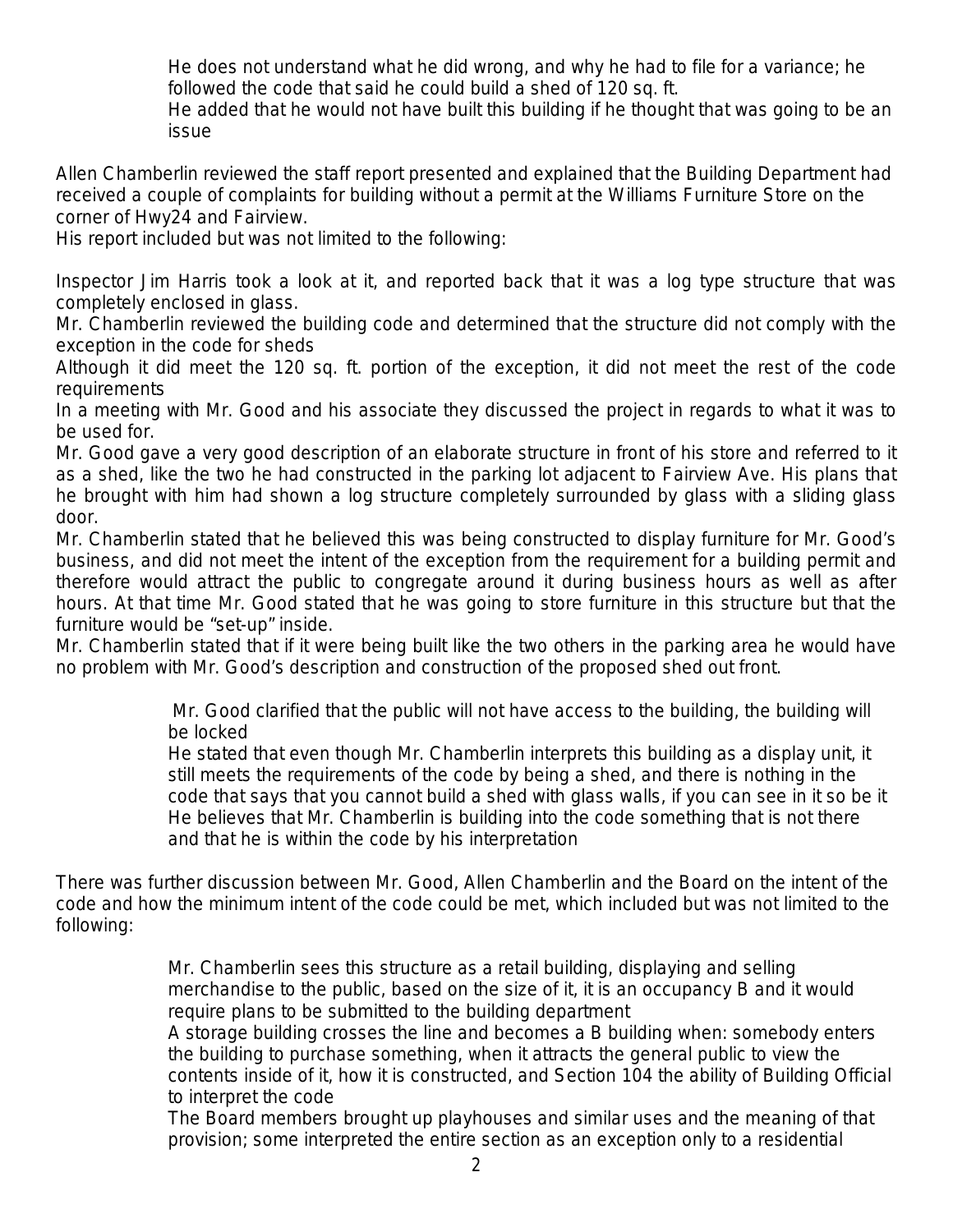He does not understand what he did wrong, and why he had to file for a variance; he followed the code that said he could build a shed of 120 sq. ft.

He added that he would not have built this building if he thought that was going to be an issue

Allen Chamberlin reviewed the staff report presented and explained that the Building Department had received a couple of complaints for building without a permit at the Williams Furniture Store on the corner of Hwy24 and Fairview.

His report included but was not limited to the following:

Inspector Jim Harris took a look at it, and reported back that it was a log type structure that was completely enclosed in glass.

Mr. Chamberlin reviewed the building code and determined that the structure did not comply with the exception in the code for sheds

Although it did meet the 120 sq. ft. portion of the exception, it did not meet the rest of the code requirements

In a meeting with Mr. Good and his associate they discussed the project in regards to what it was to be used for.

Mr. Good gave a very good description of an elaborate structure in front of his store and referred to it as a shed, like the two he had constructed in the parking lot adjacent to Fairview Ave. His plans that he brought with him had shown a log structure completely surrounded by glass with a sliding glass door.

Mr. Chamberlin stated that he believed this was being constructed to display furniture for Mr. Good's business, and did not meet the intent of the exception from the requirement for a building permit and therefore would attract the public to congregate around it during business hours as well as after hours. At that time Mr. Good stated that he was going to store furniture in this structure but that the furniture would be "set-up" inside.

Mr. Chamberlin stated that if it were being built like the two others in the parking area he would have no problem with Mr. Good's description and construction of the proposed shed out front.

Mr. Good clarified that the public will not have access to the building, the building will be locked

He stated that even though Mr. Chamberlin interprets this building as a display unit, it still meets the requirements of the code by being a shed, and there is nothing in the code that says that you cannot build a shed with glass walls, if you can see in it so be it

He believes that Mr. Chamberlin is building into the code something that is not there and that he is within the code by his interpretation

There was further discussion between Mr. Good, Allen Chamberlin and the Board on the intent of the code and how the minimum intent of the code could be met, which included but was not limited to the following:

Mr. Chamberlin sees this structure as a retail building, displaying and selling merchandise to the public, based on the size of it, it is an occupancy B and it would require plans to be submitted to the building department

A storage building crosses the line and becomes a B building when: somebody enters the building to purchase something, when it attracts the general public to view the contents inside of it, how it is constructed, and Section 104 the ability of Building Official to interpret the code

The Board members brought up playhouses and similar uses and the meaning of that provision; some interpreted the entire section as an exception only to a residential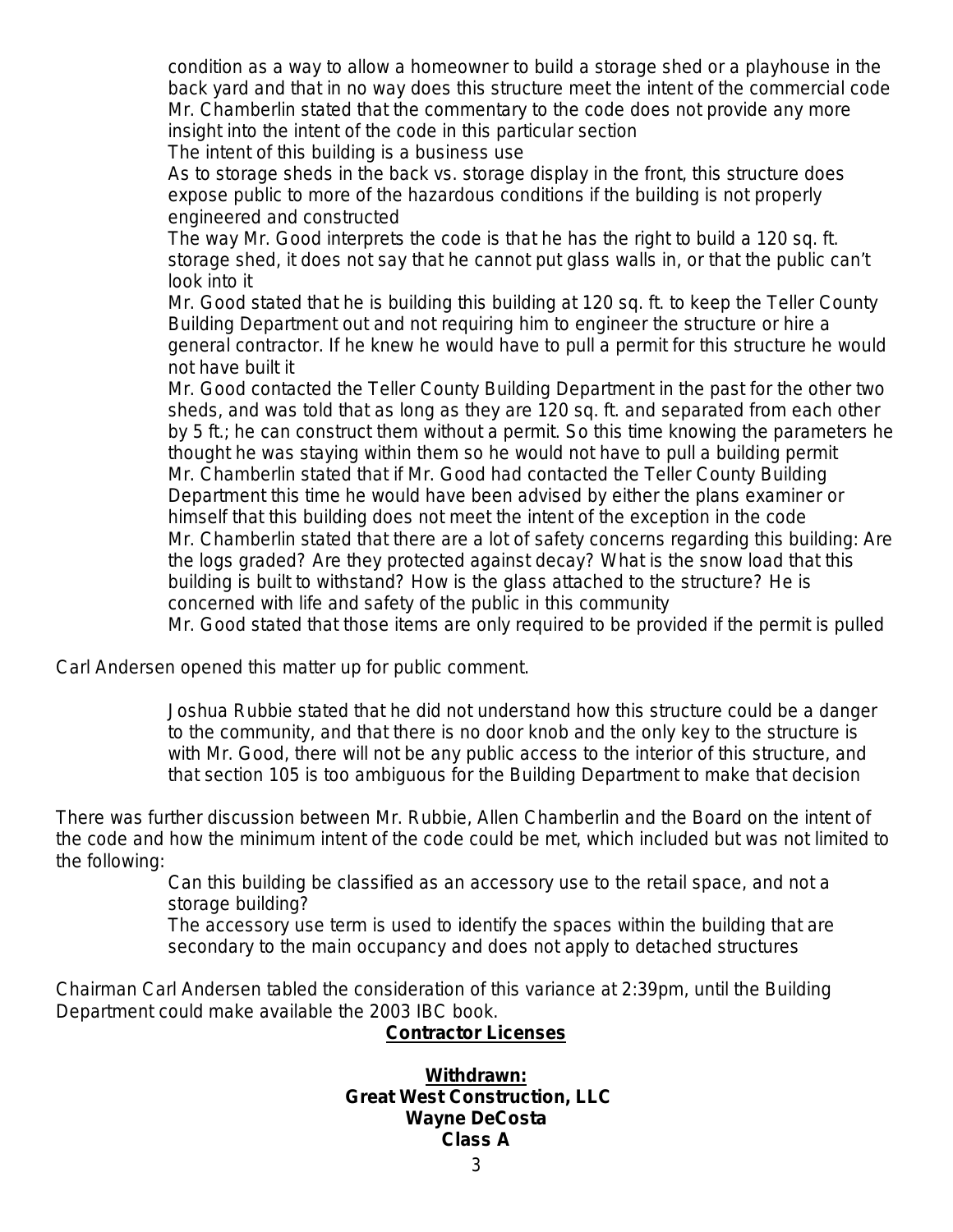condition as a way to allow a homeowner to build a storage shed or a playhouse in the back yard and that in no way does this structure meet the intent of the commercial code

Mr. Chamberlin stated that the commentary to the code does not provide any more insight into the intent of the code in this particular section

The intent of this building is a business use

As to storage sheds in the back vs. storage display in the front, this structure does expose public to more of the hazardous conditions if the building is not properly engineered and constructed

The way Mr. Good interprets the code is that he has the right to build a 120 sq. ft. storage shed, it does not say that he cannot put glass walls in, or that the public can't look into it

Mr. Good stated that he is building this building at 120 sq. ft. to keep the Teller County Building Department out and not requiring him to engineer the structure or hire a general contractor. If he knew he would have to pull a permit for this structure he would not have built it

Mr. Good contacted the Teller County Building Department in the past for the other two sheds, and was told that as long as they are 120 sq. ft. and separated from each other by 5 ft.; he can construct them without a permit. So this time knowing the parameters he thought he was staying within them so he would not have to pull a building permit

Mr. Chamberlin stated that if Mr. Good had contacted the Teller County Building Department this time he would have been advised by either the plans examiner or himself that this building does not meet the intent of the exception in the code

Mr. Chamberlin stated that there are a lot of safety concerns regarding this building: Are the logs graded? Are they protected against decay? What is the snow load that this building is built to withstand? How is the glass attached to the structure? He is concerned with life and safety of the public in this community

Mr. Good stated that those items are only required to be provided if the permit is pulled

Carl Andersen opened this matter up for public comment.

Joshua Rubbie stated that he did not understand how this structure could be a danger to the community, and that there is no door knob and the only key to the structure is with Mr. Good, there will not be any public access to the interior of this structure, and that section 105 is too ambiguous for the Building Department to make that decision

There was further discussion between Mr. Rubbie, Allen Chamberlin and the Board on the intent of the code and how the minimum intent of the code could be met, which included but was not limited to the following:

Can this building be classified as an accessory use to the retail space, and not a storage building?

The accessory use term is used to identify the spaces within the building that are secondary to the main occupancy and does not apply to detached structures

Chairman Carl Andersen tabled the consideration of this variance at 2:39pm, until the Building Department could make available the 2003 IBC book.

## Contractor Licenses

**Withdrawn:**
**Great West Construction, LLC**
**Wayne DeCosta**
**Class A**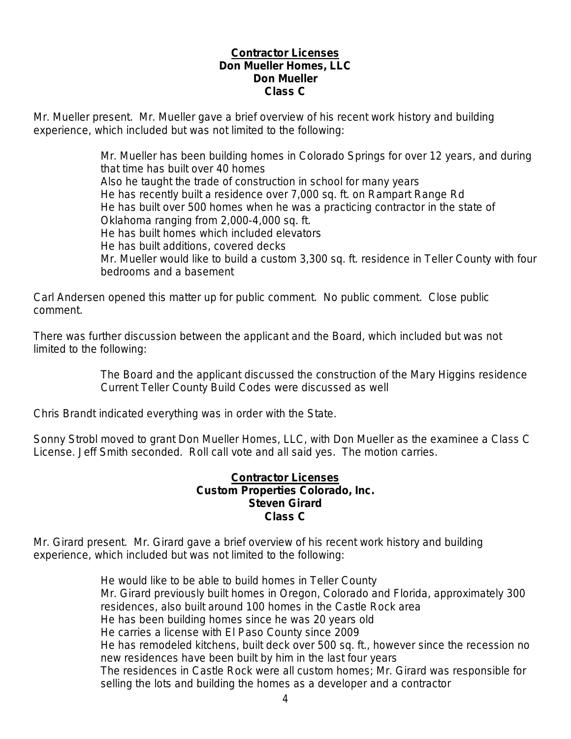**<u>Contractor Licenses</u>**
**Don Mueller Homes, LLC**
**Don Mueller**
**Class C**

Mr. Mueller present. Mr. Mueller gave a brief overview of his recent work history and building experience, which included but was not limited to the following:

> Mr. Mueller has been building homes in Colorado Springs for over 12 years, and during that time has built over 40 homes
> Also he taught the trade of construction in school for many years
> He has recently built a residence over 7,000 sq. ft. on Rampart Range Rd
> He has built over 500 homes when he was a practicing contractor in the state of Oklahoma ranging from 2,000-4,000 sq. ft.
> He has built homes which included elevators
> He has built additions, covered decks
> Mr. Mueller would like to build a custom 3,300 sq. ft. residence in Teller County with four bedrooms and a basement

Carl Andersen opened this matter up for public comment. No public comment. Close public comment.

There was further discussion between the applicant and the Board, which included but was not limited to the following:

> The Board and the applicant discussed the construction of the Mary Higgins residence
> Current Teller County Build Codes were discussed as well

Chris Brandt indicated everything was in order with the State.

Sonny Strobl moved to grant Don Mueller Homes, LLC, with Don Mueller as the examinee a Class C License. Jeff Smith seconded. Roll call vote and all said yes. The motion carries.

**<u>Contractor Licenses</u>**
**Custom Properties Colorado, Inc.**
**Steven Girard**
**Class C**

Mr. Girard present. Mr. Girard gave a brief overview of his recent work history and building experience, which included but was not limited to the following:

> He would like to be able to build homes in Teller County
> Mr. Girard previously built homes in Oregon, Colorado and Florida, approximately 300 residences, also built around 100 homes in the Castle Rock area
> He has been building homes since he was 20 years old
> He carries a license with El Paso County since 2009
> He has remodeled kitchens, built deck over 500 sq. ft., however since the recession no new residences have been built by him in the last four years
> The residences in Castle Rock were all custom homes; Mr. Girard was responsible for selling the lots and building the homes as a developer and a contractor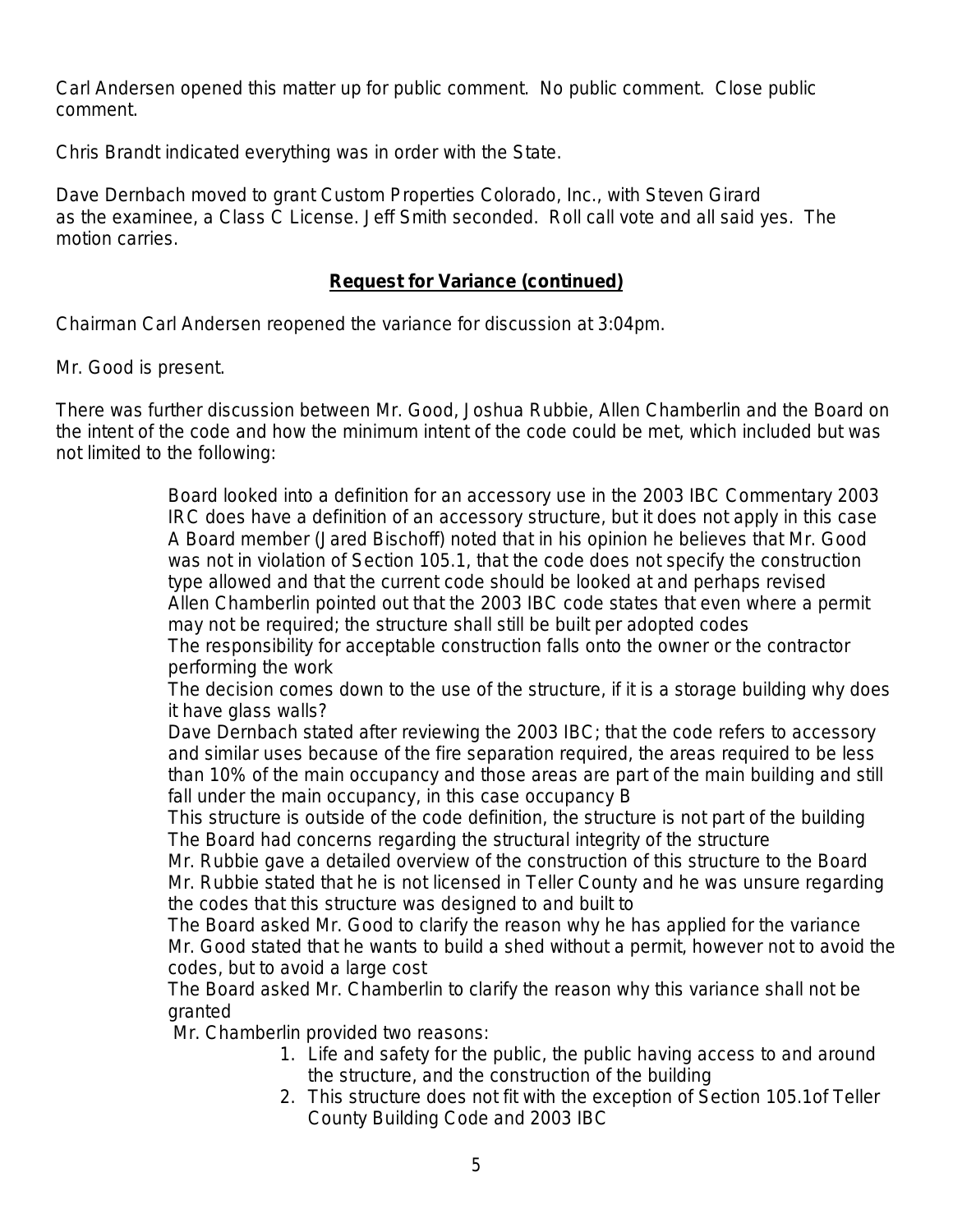Carl Andersen opened this matter up for public comment. No public comment. Close public comment.

Chris Brandt indicated everything was in order with the State.

Dave Dernbach moved to grant Custom Properties Colorado, Inc., with Steven Girard as the examinee, a Class C License. Jeff Smith seconded. Roll call vote and all said yes. The motion carries.

## **Request for Variance (continued)**

Chairman Carl Andersen reopened the variance for discussion at 3:04pm.

Mr. Good is present.

There was further discussion between Mr. Good, Joshua Rubbie, Allen Chamberlin and the Board on the intent of the code and how the minimum intent of the code could be met, which included but was not limited to the following:

- Board looked into a definition for an accessory use in the 2003 IBC Commentary 2003 IRC does have a definition of an accessory structure, but it does not apply in this case
- A Board member (Jared Bischoff) noted that in his opinion he believes that Mr. Good was not in violation of Section 105.1, that the code does not specify the construction type allowed and that the current code should be looked at and perhaps revised
- Allen Chamberlin pointed out that the 2003 IBC code states that even where a permit may not be required; the structure shall still be built per adopted codes
- The responsibility for acceptable construction falls onto the owner or the contractor performing the work
- The decision comes down to the use of the structure, if it is a storage building why does it have glass walls?
- Dave Dernbach stated after reviewing the 2003 IBC; that the code refers to accessory and similar uses because of the fire separation required, the areas required to be less than 10% of the main occupancy and those areas are part of the main building and still fall under the main occupancy, in this case occupancy B
- This structure is outside of the code definition, the structure is not part of the building
- The Board had concerns regarding the structural integrity of the structure
- Mr. Rubbie gave a detailed overview of the construction of this structure to the Board
- Mr. Rubbie stated that he is not licensed in Teller County and he was unsure regarding the codes that this structure was designed to and built to
- The Board asked Mr. Good to clarify the reason why he has applied for the variance
- Mr. Good stated that he wants to build a shed without a permit, however not to avoid the codes, but to avoid a large cost
- The Board asked Mr. Chamberlin to clarify the reason why this variance shall not be granted
- Mr. Chamberlin provided two reasons:
  1. Life and safety for the public, the public having access to and around the structure, and the construction of the building
  2. This structure does not fit with the exception of Section 105.1of Teller County Building Code and 2003 IBC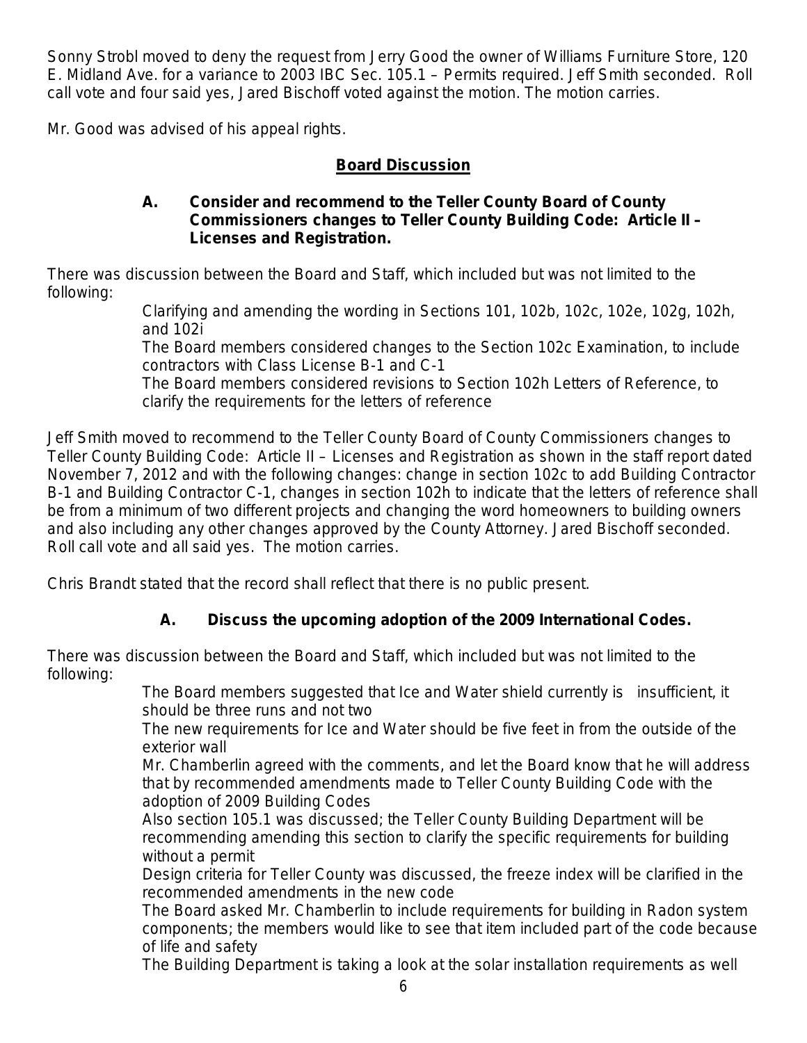Sonny Strobl moved to deny the request from Jerry Good the owner of Williams Furniture Store, 120 E. Midland Ave. for a variance to 2003 IBC Sec. 105.1 – Permits required. Jeff Smith seconded. Roll call vote and four said yes, Jared Bischoff voted against the motion. The motion carries.

Mr. Good was advised of his appeal rights.

## Board Discussion

**A. Consider and recommend to the Teller County Board of County Commissioners changes to Teller County Building Code: Article II – Licenses and Registration.**

There was discussion between the Board and Staff, which included but was not limited to the following:

- Clarifying and amending the wording in Sections 101, 102b, 102c, 102e, 102g, 102h, and 102i
- The Board members considered changes to the Section 102c Examination, to include contractors with Class License B-1 and C-1
- The Board members considered revisions to Section 102h Letters of Reference, to clarify the requirements for the letters of reference

Jeff Smith moved to recommend to the Teller County Board of County Commissioners changes to Teller County Building Code: Article II – Licenses and Registration as shown in the staff report dated November 7, 2012 and with the following changes: change in section 102c to add Building Contractor B-1 and Building Contractor C-1, changes in section 102h to indicate that the letters of reference shall be from a minimum of two different projects and changing the word homeowners to building owners and also including any other changes approved by the County Attorney. Jared Bischoff seconded. Roll call vote and all said yes. The motion carries.

Chris Brandt stated that the record shall reflect that there is no public present.

**A. Discuss the upcoming adoption of the 2009 International Codes.**

There was discussion between the Board and Staff, which included but was not limited to the following:

- The Board members suggested that Ice and Water shield currently is insufficient, it should be three runs and not two
- The new requirements for Ice and Water should be five feet in from the outside of the exterior wall
- Mr. Chamberlin agreed with the comments, and let the Board know that he will address that by recommended amendments made to Teller County Building Code with the adoption of 2009 Building Codes
- Also section 105.1 was discussed; the Teller County Building Department will be recommending amending this section to clarify the specific requirements for building without a permit
- Design criteria for Teller County was discussed, the freeze index will be clarified in the recommended amendments in the new code
- The Board asked Mr. Chamberlin to include requirements for building in Radon system components; the members would like to see that item included part of the code because of life and safety
- The Building Department is taking a look at the solar installation requirements as well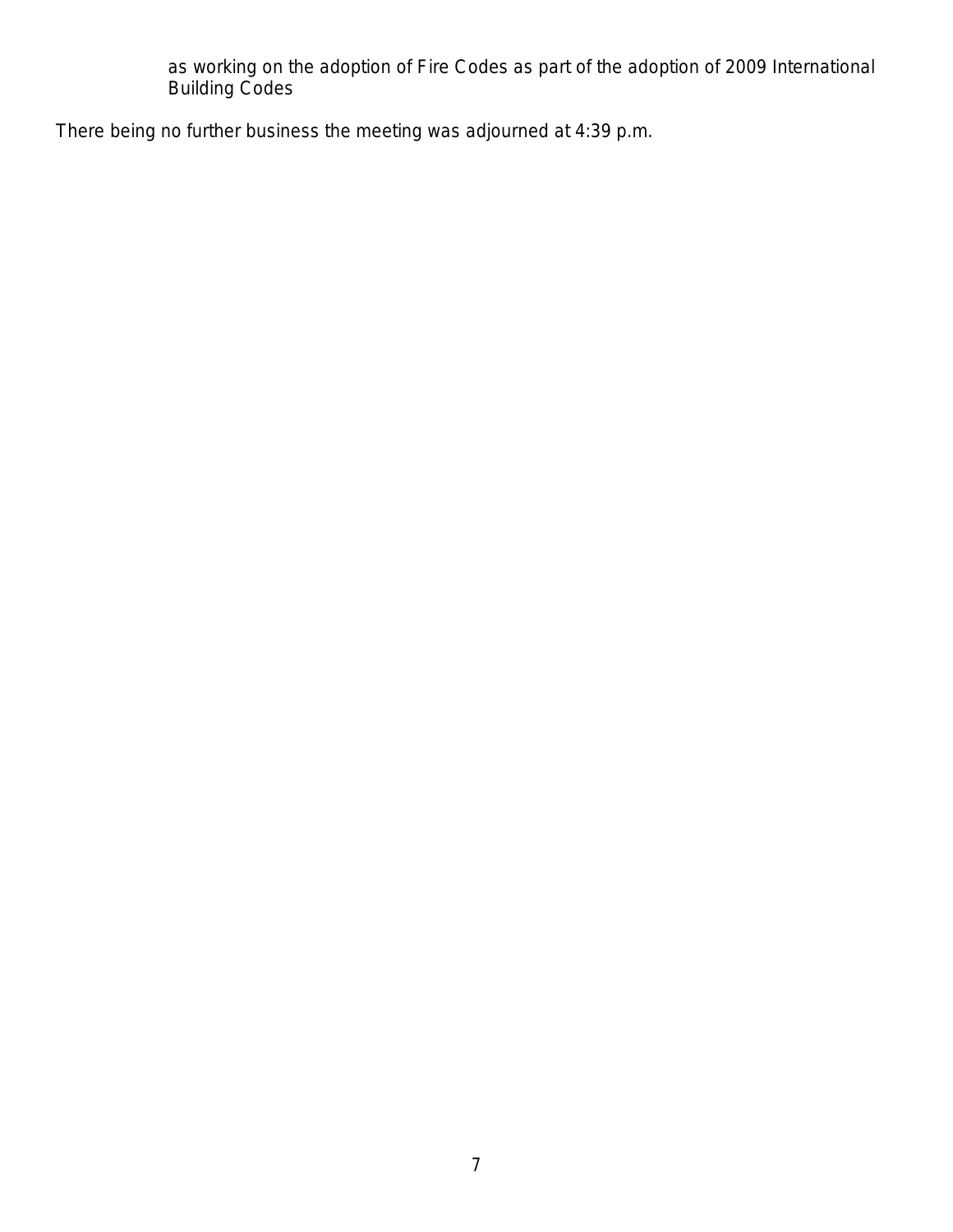as working on the adoption of Fire Codes as part of the adoption of 2009 International Building Codes

There being no further business the meeting was adjourned at 4:39 p.m.